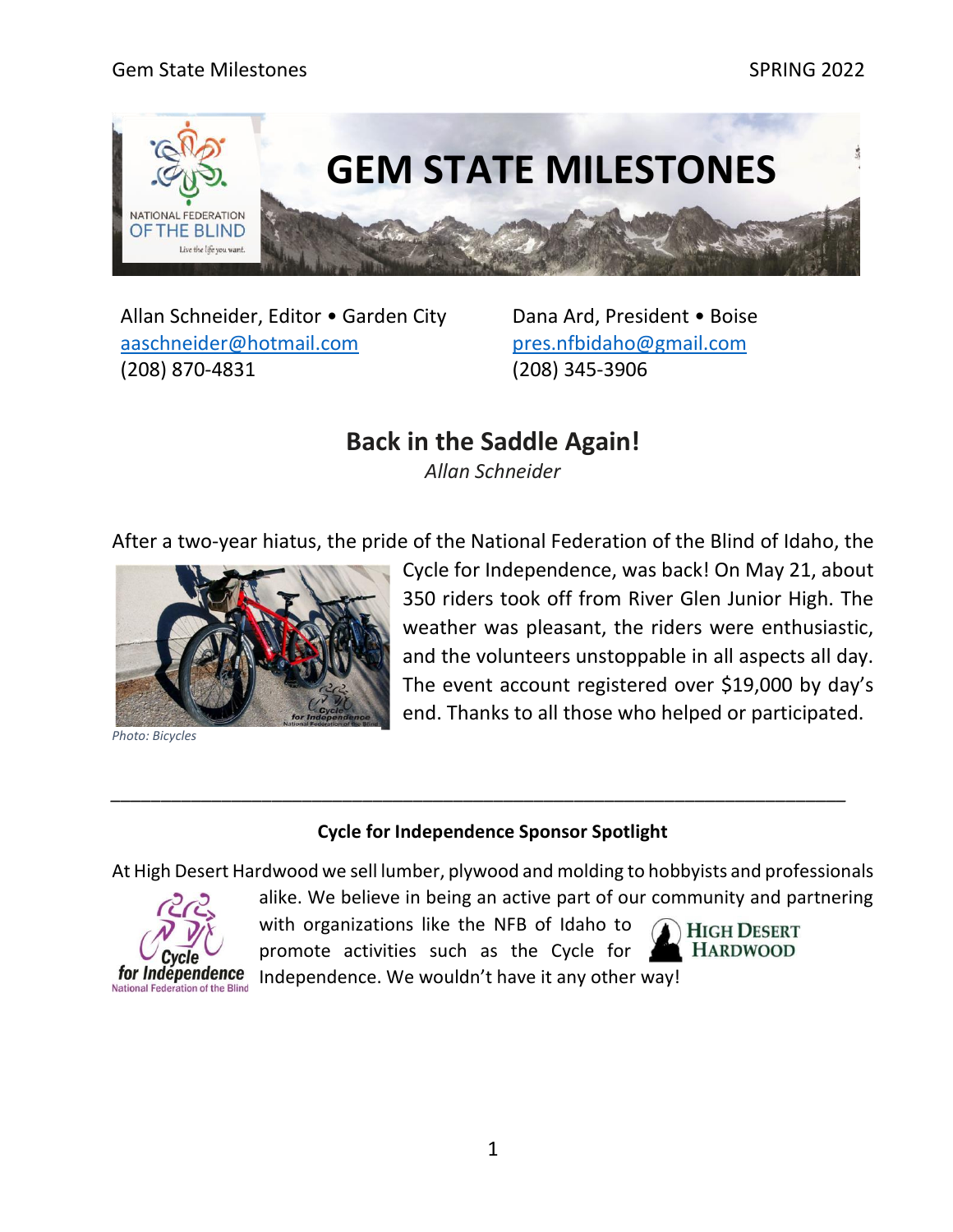# GEM STATE MILESTONES

Allan Schneider, Editor • Garden City
aaschneider@hotmail.com
(208) 870-4831

Dana Ard, President • Boise
pres.nfbidaho@gmail.com
(208) 345-3906

## Back in the Saddle Again!

*Allan Schneider*

After a two-year hiatus, the pride of the National Federation of the Blind of Idaho, the Cycle for Independence, was back! On May 21, about 350 riders took off from River Glen Junior High. The weather was pleasant, the riders were enthusiastic, and the volunteers unstoppable in all aspects all day. The event account registered over $19,000 by day's end. Thanks to all those who helped or participated.

*Photo: Bicycles*

---

**Cycle for Independence Sponsor Spotlight**

At High Desert Hardwood we sell lumber, plywood and molding to hobbyists and professionals alike. We believe in being an active part of our community and partnering with organizations like the NFB of Idaho to promote activities such as the Cycle for Independence. We wouldn't have it any other way!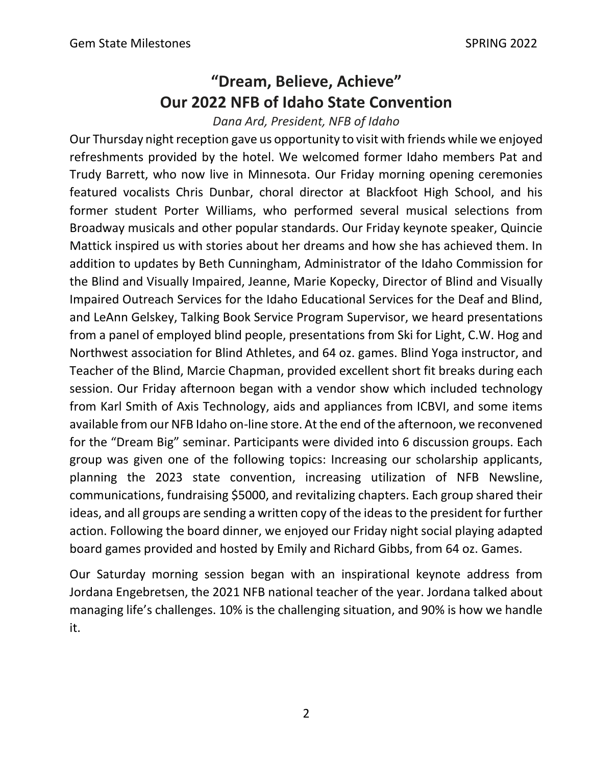# "Dream, Believe, Achieve" Our 2022 NFB of Idaho State Convention

*Dana Ard, President, NFB of Idaho*

Our Thursday night reception gave us opportunity to visit with friends while we enjoyed refreshments provided by the hotel. We welcomed former Idaho members Pat and Trudy Barrett, who now live in Minnesota. Our Friday morning opening ceremonies featured vocalists Chris Dunbar, choral director at Blackfoot High School, and his former student Porter Williams, who performed several musical selections from Broadway musicals and other popular standards. Our Friday keynote speaker, Quincie Mattick inspired us with stories about her dreams and how she has achieved them. In addition to updates by Beth Cunningham, Administrator of the Idaho Commission for the Blind and Visually Impaired, Jeanne, Marie Kopecky, Director of Blind and Visually Impaired Outreach Services for the Idaho Educational Services for the Deaf and Blind, and LeAnn Gelskey, Talking Book Service Program Supervisor, we heard presentations from a panel of employed blind people, presentations from Ski for Light, C.W. Hog and Northwest association for Blind Athletes, and 64 oz. games. Blind Yoga instructor, and Teacher of the Blind, Marcie Chapman, provided excellent short fit breaks during each session. Our Friday afternoon began with a vendor show which included technology from Karl Smith of Axis Technology, aids and appliances from ICBVI, and some items available from our NFB Idaho on-line store. At the end of the afternoon, we reconvened for the "Dream Big" seminar. Participants were divided into 6 discussion groups. Each group was given one of the following topics: Increasing our scholarship applicants, planning the 2023 state convention, increasing utilization of NFB Newsline, communications, fundraising $5000, and revitalizing chapters. Each group shared their ideas, and all groups are sending a written copy of the ideas to the president for further action. Following the board dinner, we enjoyed our Friday night social playing adapted board games provided and hosted by Emily and Richard Gibbs, from 64 oz. Games.

Our Saturday morning session began with an inspirational keynote address from Jordana Engebretsen, the 2021 NFB national teacher of the year. Jordana talked about managing life's challenges. 10% is the challenging situation, and 90% is how we handle it.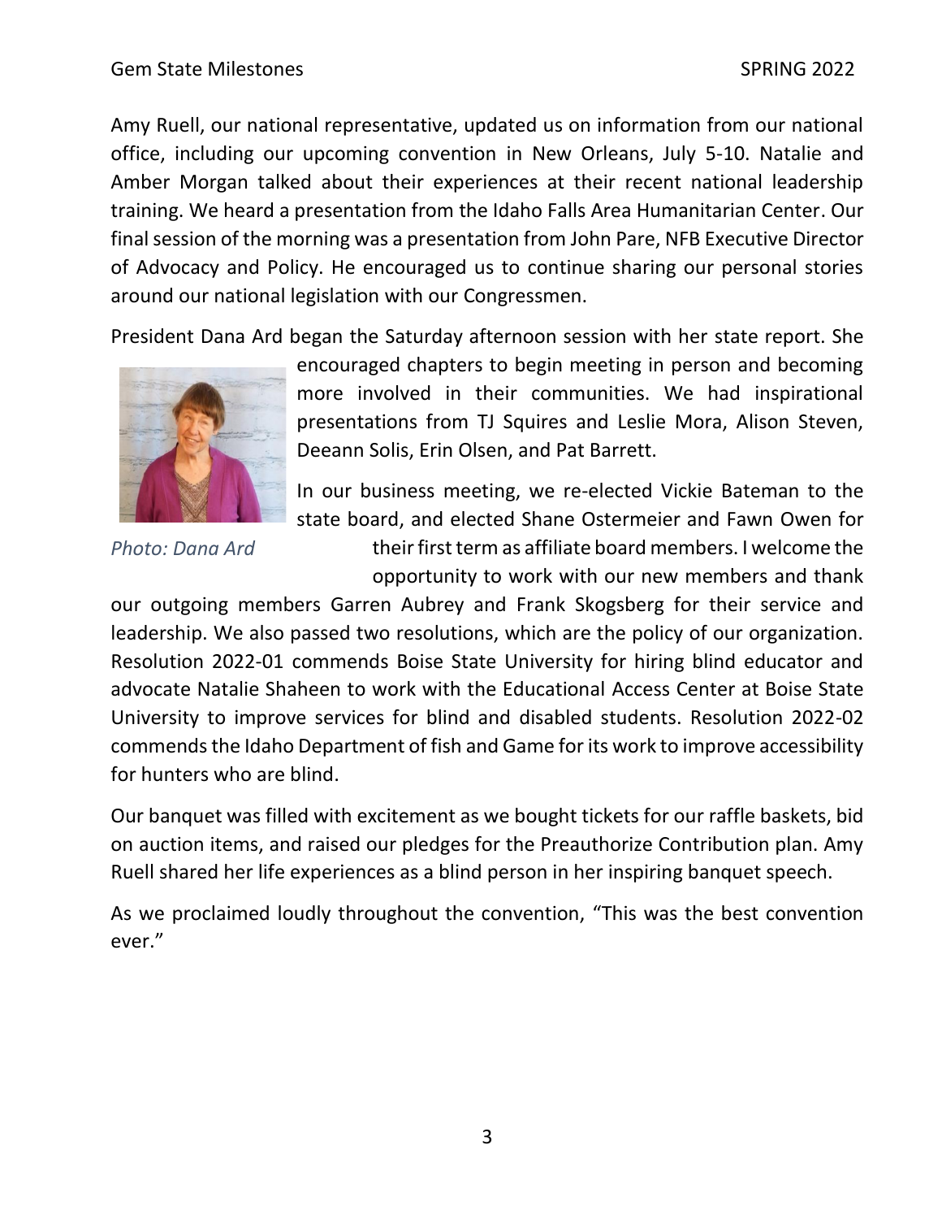Amy Ruell, our national representative, updated us on information from our national office, including our upcoming convention in New Orleans, July 5-10. Natalie and Amber Morgan talked about their experiences at their recent national leadership training. We heard a presentation from the Idaho Falls Area Humanitarian Center. Our final session of the morning was a presentation from John Pare, NFB Executive Director of Advocacy and Policy. He encouraged us to continue sharing our personal stories around our national legislation with our Congressmen.

President Dana Ard began the Saturday afternoon session with her state report. She encouraged chapters to begin meeting in person and becoming more involved in their communities. We had inspirational presentations from TJ Squires and Leslie Mora, Alison Steven, Deeann Solis, Erin Olsen, and Pat Barrett.

*Photo: Dana Ard*

In our business meeting, we re-elected Vickie Bateman to the state board, and elected Shane Ostermeier and Fawn Owen for their first term as affiliate board members. I welcome the opportunity to work with our new members and thank our outgoing members Garren Aubrey and Frank Skogsberg for their service and leadership. We also passed two resolutions, which are the policy of our organization. Resolution 2022-01 commends Boise State University for hiring blind educator and advocate Natalie Shaheen to work with the Educational Access Center at Boise State University to improve services for blind and disabled students. Resolution 2022-02 commends the Idaho Department of fish and Game for its work to improve accessibility for hunters who are blind.

Our banquet was filled with excitement as we bought tickets for our raffle baskets, bid on auction items, and raised our pledges for the Preauthorize Contribution plan. Amy Ruell shared her life experiences as a blind person in her inspiring banquet speech.

As we proclaimed loudly throughout the convention, "This was the best convention ever."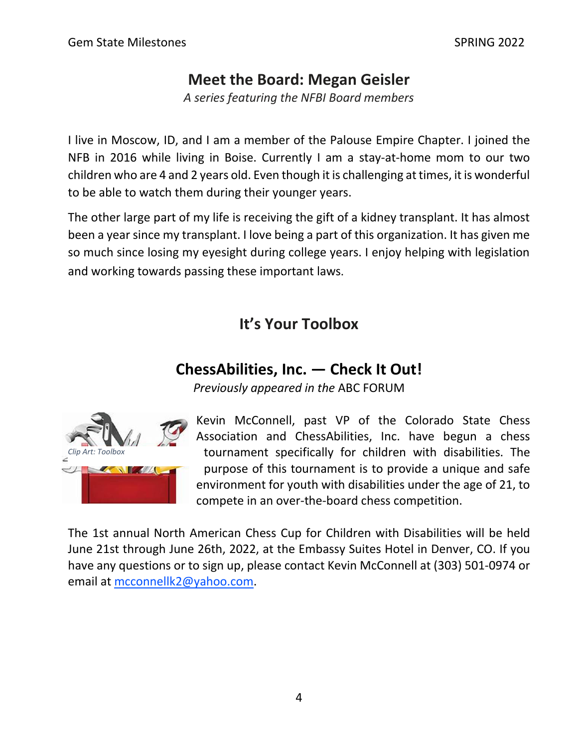## Meet the Board: Megan Geisler

*A series featuring the NFBI Board members*

I live in Moscow, ID, and I am a member of the Palouse Empire Chapter. I joined the NFB in 2016 while living in Boise. Currently I am a stay-at-home mom to our two children who are 4 and 2 years old. Even though it is challenging at times, it is wonderful to be able to watch them during their younger years.

The other large part of my life is receiving the gift of a kidney transplant. It has almost been a year since my transplant. I love being a part of this organization. It has given me so much since losing my eyesight during college years. I enjoy helping with legislation and working towards passing these important laws.

## It's Your Toolbox

## ChessAbilities, Inc. — Check It Out!

*Previously appeared in the* ABC FORUM

*Clip Art: Toolbox*

Kevin McConnell, past VP of the Colorado State Chess Association and ChessAbilities, Inc. have begun a chess tournament specifically for children with disabilities. The purpose of this tournament is to provide a unique and safe environment for youth with disabilities under the age of 21, to compete in an over-the-board chess competition.

The 1st annual North American Chess Cup for Children with Disabilities will be held June 21st through June 26th, 2022, at the Embassy Suites Hotel in Denver, CO. If you have any questions or to sign up, please contact Kevin McConnell at (303) 501-0974 or email at mcconnellk2@yahoo.com.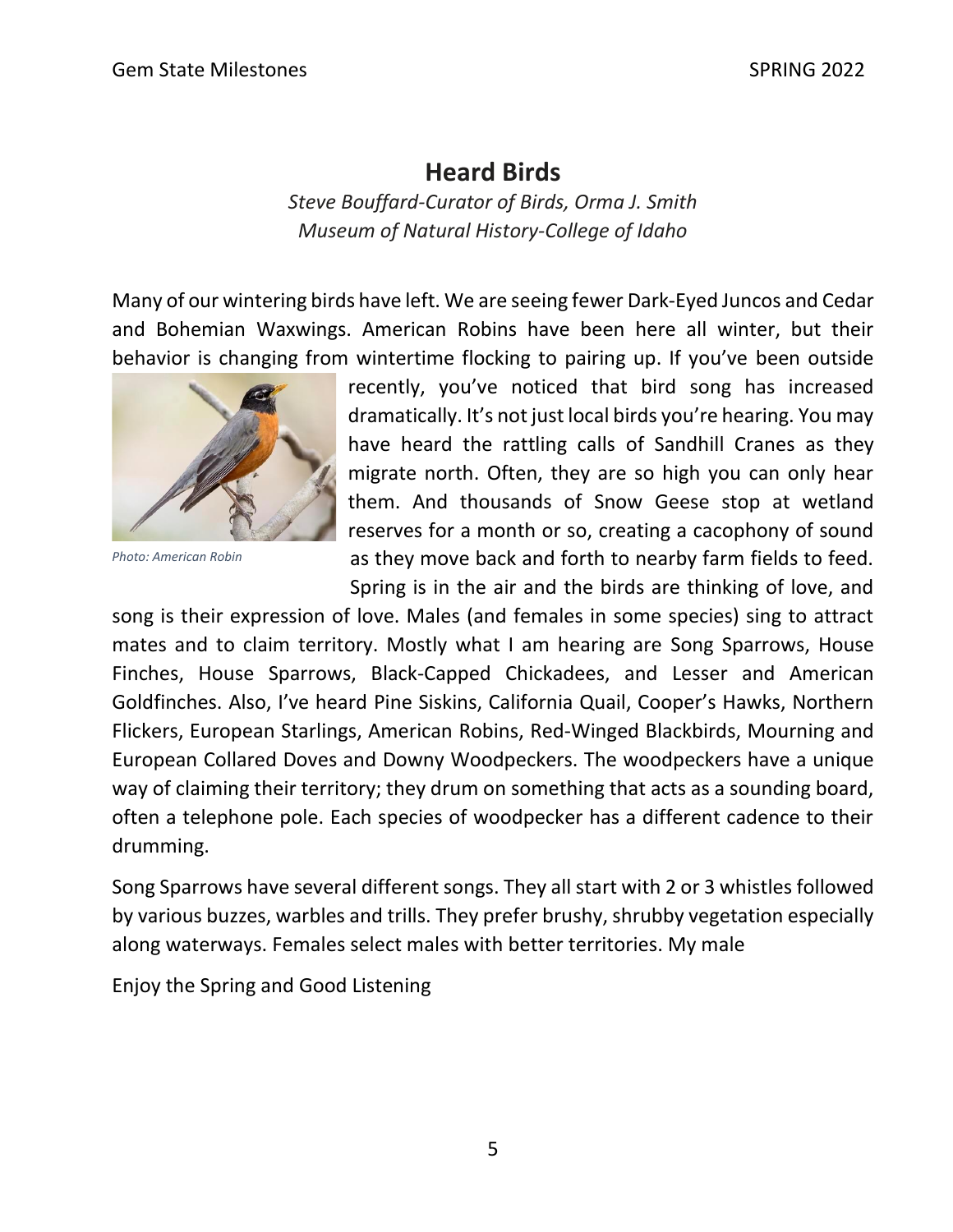## Heard Birds

*Steve Bouffard-Curator of Birds, Orma J. Smith Museum of Natural History-College of Idaho*

Many of our wintering birds have left. We are seeing fewer Dark-Eyed Juncos and Cedar and Bohemian Waxwings. American Robins have been here all winter, but their behavior is changing from wintertime flocking to pairing up. If you've been outside recently, you've noticed that bird song has increased dramatically. It's not just local birds you're hearing. You may have heard the rattling calls of Sandhill Cranes as they migrate north. Often, they are so high you can only hear them. And thousands of Snow Geese stop at wetland reserves for a month or so, creating a cacophony of sound as they move back and forth to nearby farm fields to feed. Spring is in the air and the birds are thinking of love, and song is their expression of love. Males (and females in some species) sing to attract mates and to claim territory. Mostly what I am hearing are Song Sparrows, House Finches, House Sparrows, Black-Capped Chickadees, and Lesser and American Goldfinches. Also, I've heard Pine Siskins, California Quail, Cooper's Hawks, Northern Flickers, European Starlings, American Robins, Red-Winged Blackbirds, Mourning and European Collared Doves and Downy Woodpeckers. The woodpeckers have a unique way of claiming their territory; they drum on something that acts as a sounding board, often a telephone pole. Each species of woodpecker has a different cadence to their drumming.

*Photo: American Robin*

Song Sparrows have several different songs. They all start with 2 or 3 whistles followed by various buzzes, warbles and trills. They prefer brushy, shrubby vegetation especially along waterways. Females select males with better territories. My male

Enjoy the Spring and Good Listening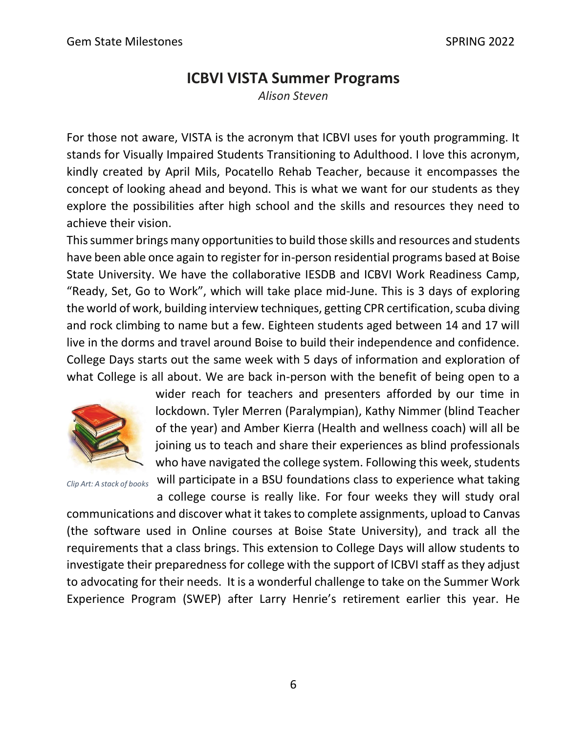# ICBVI VISTA Summer Programs

*Alison Steven*

For those not aware, VISTA is the acronym that ICBVI uses for youth programming. It stands for Visually Impaired Students Transitioning to Adulthood. I love this acronym, kindly created by April Mils, Pocatello Rehab Teacher, because it encompasses the concept of looking ahead and beyond. This is what we want for our students as they explore the possibilities after high school and the skills and resources they need to achieve their vision.

This summer brings many opportunities to build those skills and resources and students have been able once again to register for in-person residential programs based at Boise State University. We have the collaborative IESDB and ICBVI Work Readiness Camp, "Ready, Set, Go to Work", which will take place mid-June. This is 3 days of exploring the world of work, building interview techniques, getting CPR certification, scuba diving and rock climbing to name but a few. Eighteen students aged between 14 and 17 will live in the dorms and travel around Boise to build their independence and confidence. College Days starts out the same week with 5 days of information and exploration of what College is all about. We are back in-person with the benefit of being open to a wider reach for teachers and presenters afforded by our time in lockdown. Tyler Merren (Paralympian), Kathy Nimmer (blind Teacher of the year) and Amber Kierra (Health and wellness coach) will all be joining us to teach and share their experiences as blind professionals who have navigated the college system. Following this week, students will participate in a BSU foundations class to experience what taking a college course is really like. For four weeks they will study oral communications and discover what it takes to complete assignments, upload to Canvas (the software used in Online courses at Boise State University), and track all the requirements that a class brings. This extension to College Days will allow students to investigate their preparedness for college with the support of ICBVI staff as they adjust to advocating for their needs. It is a wonderful challenge to take on the Summer Work Experience Program (SWEP) after Larry Henrie's retirement earlier this year. He

*Clip Art: A stack of books*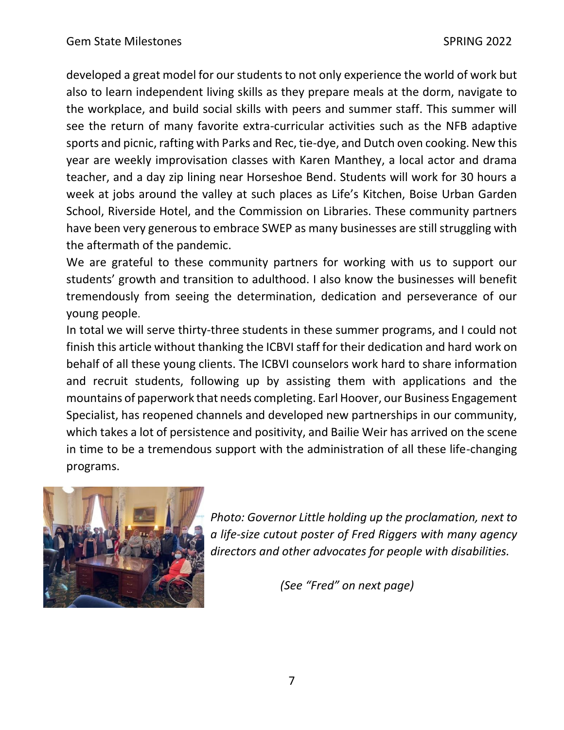developed a great model for our students to not only experience the world of work but also to learn independent living skills as they prepare meals at the dorm, navigate to the workplace, and build social skills with peers and summer staff. This summer will see the return of many favorite extra-curricular activities such as the NFB adaptive sports and picnic, rafting with Parks and Rec, tie-dye, and Dutch oven cooking. New this year are weekly improvisation classes with Karen Manthey, a local actor and drama teacher, and a day zip lining near Horseshoe Bend. Students will work for 30 hours a week at jobs around the valley at such places as Life's Kitchen, Boise Urban Garden School, Riverside Hotel, and the Commission on Libraries. These community partners have been very generous to embrace SWEP as many businesses are still struggling with the aftermath of the pandemic.

We are grateful to these community partners for working with us to support our students' growth and transition to adulthood. I also know the businesses will benefit tremendously from seeing the determination, dedication and perseverance of our young people.

In total we will serve thirty-three students in these summer programs, and I could not finish this article without thanking the ICBVI staff for their dedication and hard work on behalf of all these young clients. The ICBVI counselors work hard to share information and recruit students, following up by assisting them with applications and the mountains of paperwork that needs completing. Earl Hoover, our Business Engagement Specialist, has reopened channels and developed new partnerships in our community, which takes a lot of persistence and positivity, and Bailie Weir has arrived on the scene in time to be a tremendous support with the administration of all these life-changing programs.

*Photo: Governor Little holding up the proclamation, next to a life-size cutout poster of Fred Riggers with many agency directors and other advocates for people with disabilities.*

*(See "Fred" on next page)*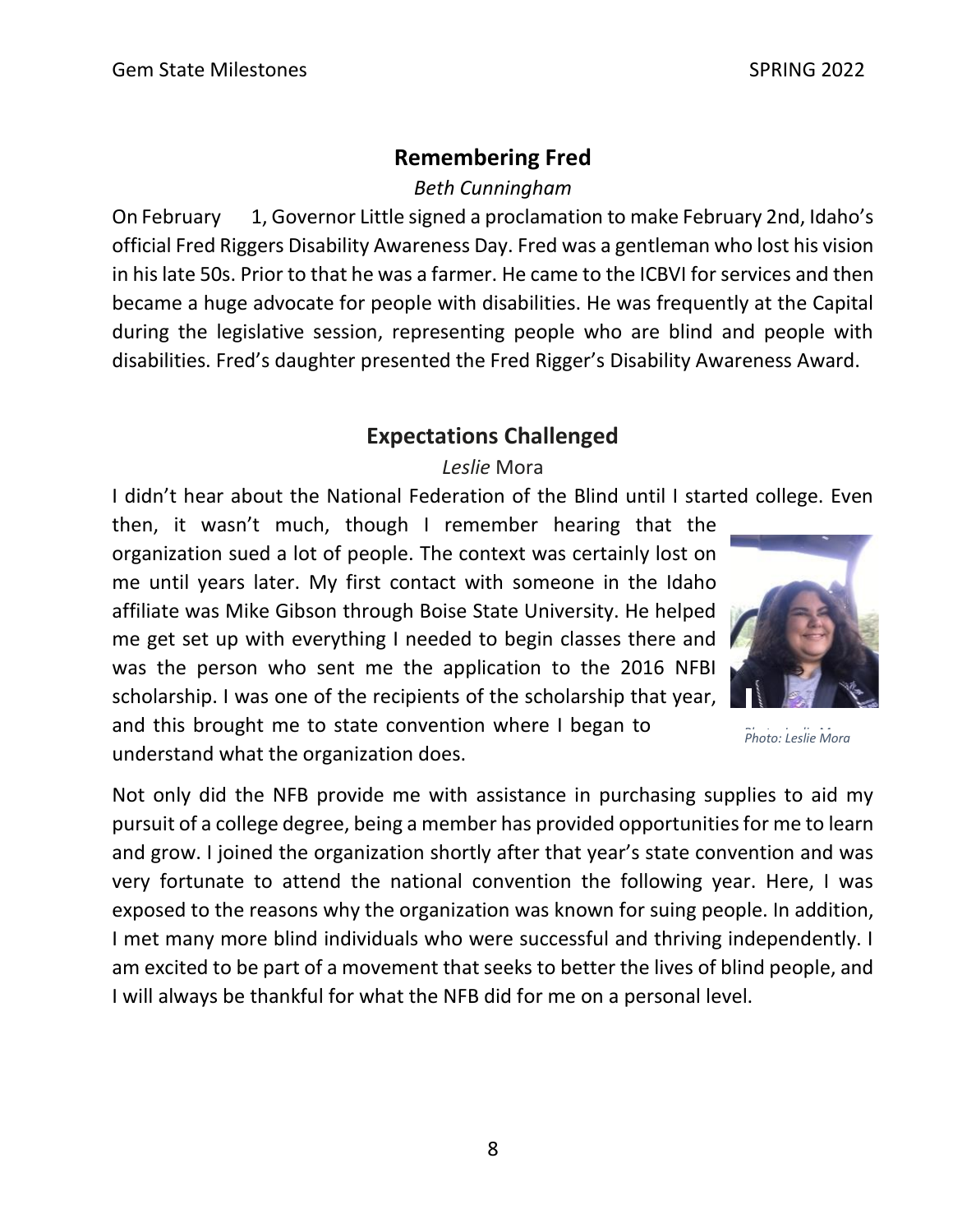## Remembering Fred

*Beth Cunningham*

On February 1, Governor Little signed a proclamation to make February 2nd, Idaho's official Fred Riggers Disability Awareness Day. Fred was a gentleman who lost his vision in his late 50s. Prior to that he was a farmer. He came to the ICBVI for services and then became a huge advocate for people with disabilities. He was frequently at the Capital during the legislative session, representing people who are blind and people with disabilities. Fred's daughter presented the Fred Rigger's Disability Awareness Award.

## Expectations Challenged

*Leslie* Mora

I didn't hear about the National Federation of the Blind until I started college. Even then, it wasn't much, though I remember hearing that the organization sued a lot of people. The context was certainly lost on me until years later. My first contact with someone in the Idaho affiliate was Mike Gibson through Boise State University. He helped me get set up with everything I needed to begin classes there and was the person who sent me the application to the 2016 NFBI scholarship. I was one of the recipients of the scholarship that year, and this brought me to state convention where I began to understand what the organization does.

*Photo: Leslie Mora*

Not only did the NFB provide me with assistance in purchasing supplies to aid my pursuit of a college degree, being a member has provided opportunities for me to learn and grow. I joined the organization shortly after that year's state convention and was very fortunate to attend the national convention the following year. Here, I was exposed to the reasons why the organization was known for suing people. In addition, I met many more blind individuals who were successful and thriving independently. I am excited to be part of a movement that seeks to better the lives of blind people, and I will always be thankful for what the NFB did for me on a personal level.